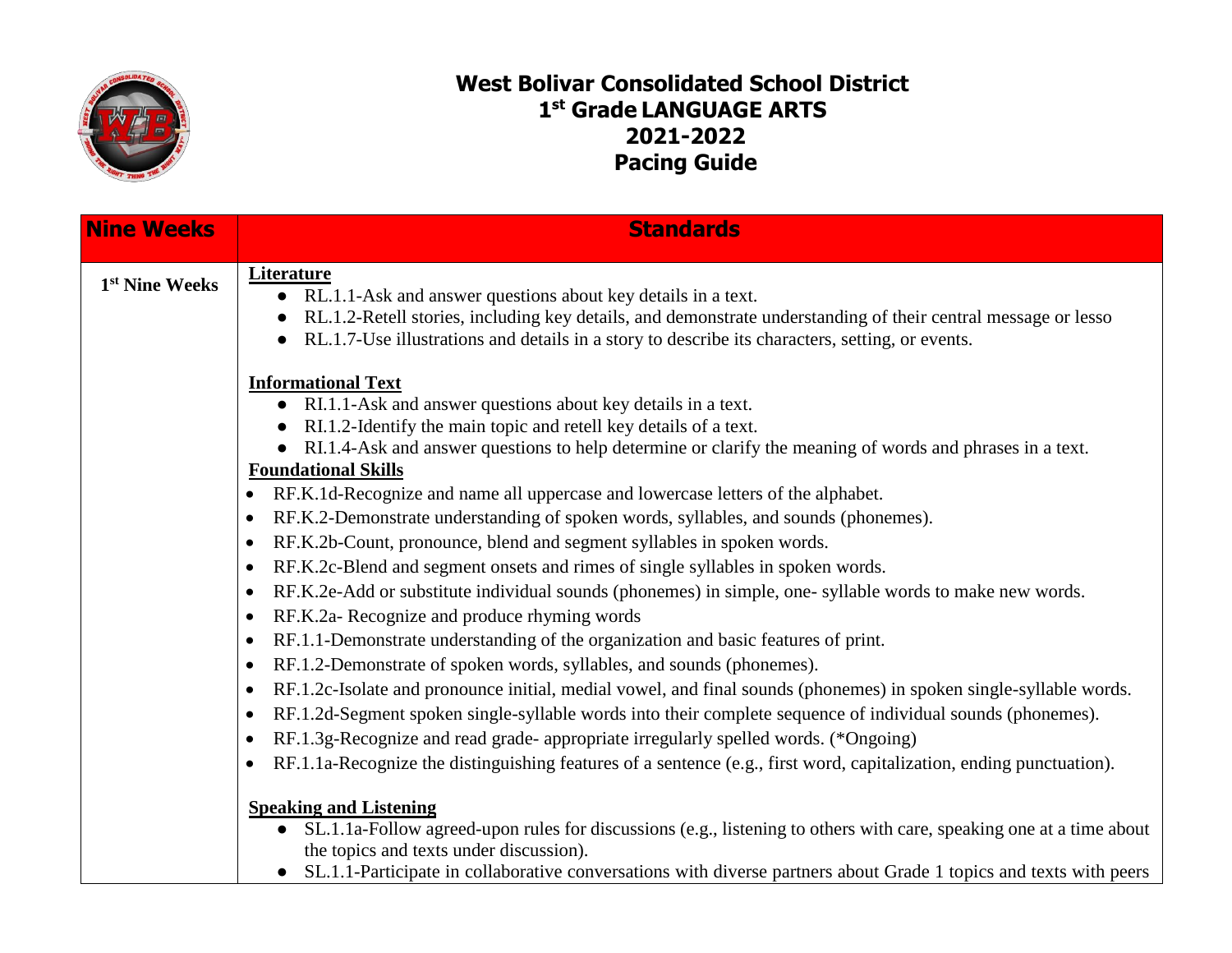# West Bolivar Consolidated School District
# 1st Grade LANGUAGE ARTS
# 2021-2022
# Pacing Guide

| Nine Weeks | Standards |
|---|---|
| 1st Nine Weeks | **Literature**<br>• RL.1.1-Ask and answer questions about key details in a text.<br>• RL.1.2-Retell stories, including key details, and demonstrate understanding of their central message or lesso<br>• RL.1.7-Use illustrations and details in a story to describe its characters, setting, or events.<br><br>**Informational Text**<br>• RI.1.1-Ask and answer questions about key details in a text.<br>• RI.1.2-Identify the main topic and retell key details of a text.<br>• RI.1.4-Ask and answer questions to help determine or clarify the meaning of words and phrases in a text.<br>**Foundational Skills**<br>• RF.K.1d-Recognize and name all uppercase and lowercase letters of the alphabet.<br>• RF.K.2-Demonstrate understanding of spoken words, syllables, and sounds (phonemes).<br>• RF.K.2b-Count, pronounce, blend and segment syllables in spoken words.<br>• RF.K.2c-Blend and segment onsets and rimes of single syllables in spoken words.<br>• RF.K.2e-Add or substitute individual sounds (phonemes) in simple, one- syllable words to make new words.<br>• RF.K.2a- Recognize and produce rhyming words<br>• RF.1.1-Demonstrate understanding of the organization and basic features of print.<br>• RF.1.2-Demonstrate of spoken words, syllables, and sounds (phonemes).<br>• RF.1.2c-Isolate and pronounce initial, medial vowel, and final sounds (phonemes) in spoken single-syllable words.<br>• RF.1.2d-Segment spoken single-syllable words into their complete sequence of individual sounds (phonemes).<br>• RF.1.3g-Recognize and read grade- appropriate irregularly spelled words. (*Ongoing)<br>• RF.1.1a-Recognize the distinguishing features of a sentence (e.g., first word, capitalization, ending punctuation).<br><br>**Speaking and Listening**<br>• SL.1.1a-Follow agreed-upon rules for discussions (e.g., listening to others with care, speaking one at a time about the topics and texts under discussion).<br>• SL.1.1-Participate in collaborative conversations with diverse partners about Grade 1 topics and texts with peers |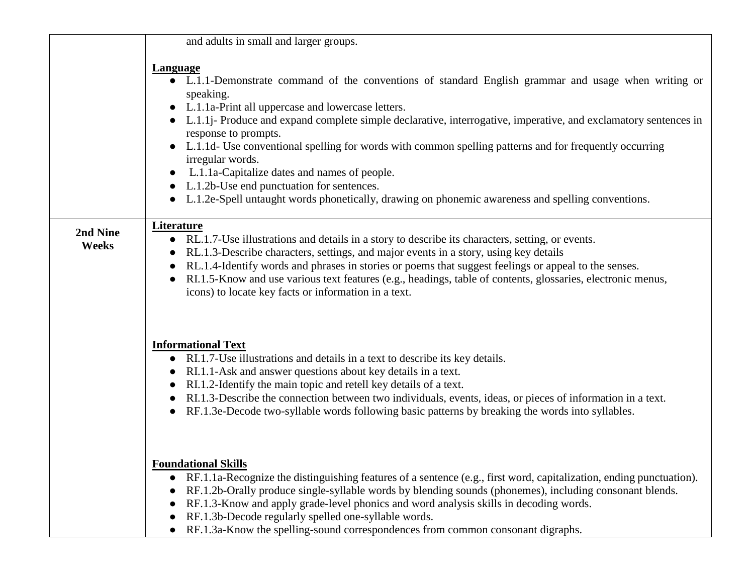| | |
|---|---|
| | and adults in small and larger groups.<br><br>**Language**<br>● L.1.1-Demonstrate command of the conventions of standard English grammar and usage when writing or speaking.<br>● L.1.1a-Print all uppercase and lowercase letters.<br>● L.1.1j- Produce and expand complete simple declarative, interrogative, imperative, and exclamatory sentences in response to prompts.<br>● L.1.1d- Use conventional spelling for words with common spelling patterns and for frequently occurring irregular words.<br>● L.1.1a-Capitalize dates and names of people.<br>● L.1.2b-Use end punctuation for sentences.<br>● L.1.2e-Spell untaught words phonetically, drawing on phonemic awareness and spelling conventions. |
| **2nd Nine Weeks** | **Literature**<br>● RL.1.7-Use illustrations and details in a story to describe its characters, setting, or events.<br>● RL.1.3-Describe characters, settings, and major events in a story, using key details<br>● RL.1.4-Identify words and phrases in stories or poems that suggest feelings or appeal to the senses.<br>● RI.1.5-Know and use various text features (e.g., headings, table of contents, glossaries, electronic menus, icons) to locate key facts or information in a text.<br><br>**Informational Text**<br>● RI.1.7-Use illustrations and details in a text to describe its key details.<br>● RI.1.1-Ask and answer questions about key details in a text.<br>● RI.1.2-Identify the main topic and retell key details of a text.<br>● RI.1.3-Describe the connection between two individuals, events, ideas, or pieces of information in a text.<br>● RF.1.3e-Decode two-syllable words following basic patterns by breaking the words into syllables.<br><br>**Foundational Skills**<br>● RF.1.1a-Recognize the distinguishing features of a sentence (e.g., first word, capitalization, ending punctuation).<br>● RF.1.2b-Orally produce single-syllable words by blending sounds (phonemes), including consonant blends.<br>● RF.1.3-Know and apply grade-level phonics and word analysis skills in decoding words.<br>● RF.1.3b-Decode regularly spelled one-syllable words.<br>● RF.1.3a-Know the spelling-sound correspondences from common consonant digraphs. |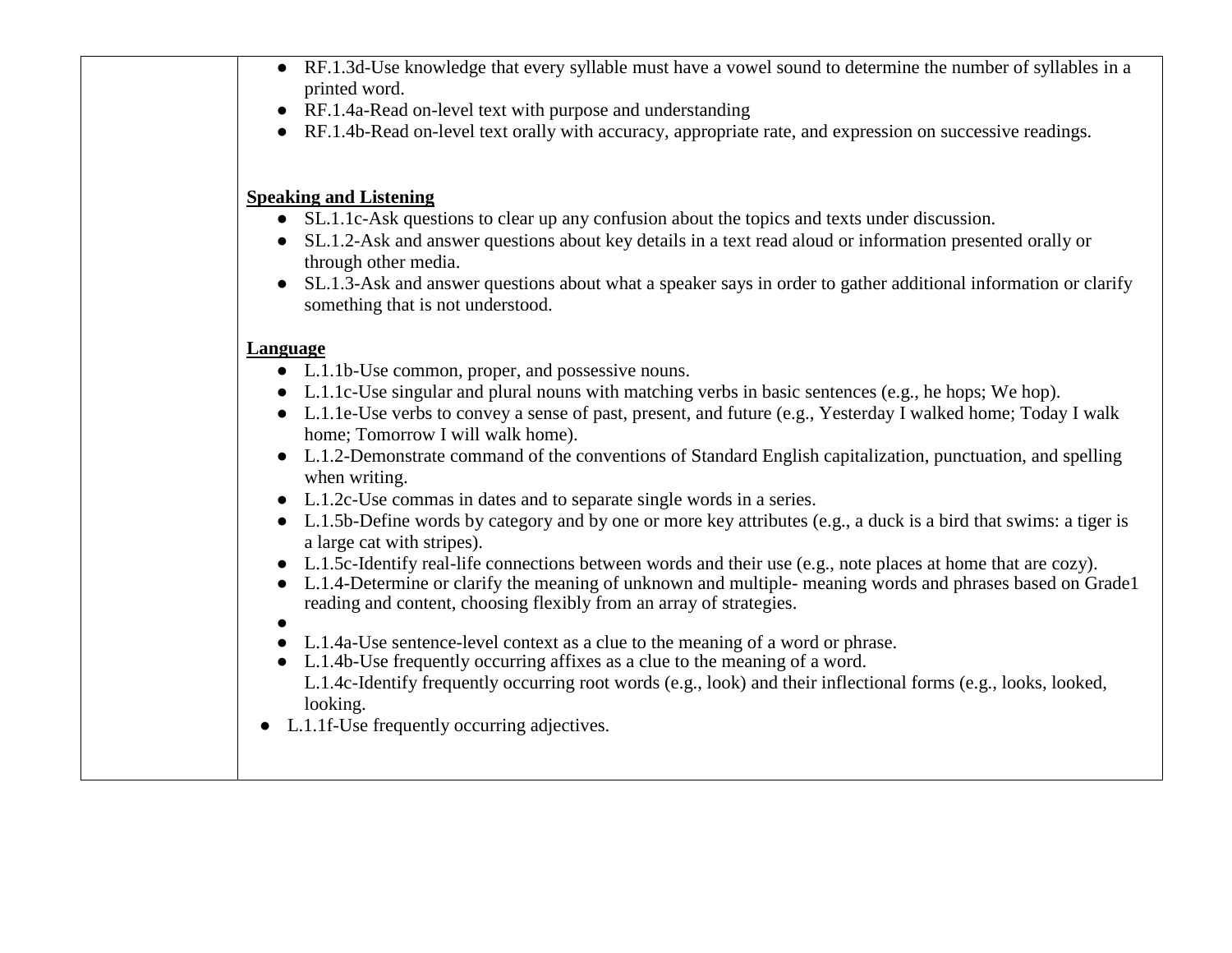| | |
|---|---|
| | ● RF.1.3d-Use knowledge that every syllable must have a vowel sound to determine the number of syllables in a printed word.<br>● RF.1.4a-Read on-level text with purpose and understanding<br>● RF.1.4b-Read on-level text orally with accuracy, appropriate rate, and expression on successive readings.<br><br>**Speaking and Listening**<br>● SL.1.1c-Ask questions to clear up any confusion about the topics and texts under discussion.<br>● SL.1.2-Ask and answer questions about key details in a text read aloud or information presented orally or through other media.<br>● SL.1.3-Ask and answer questions about what a speaker says in order to gather additional information or clarify something that is not understood.<br><br>**Language**<br>● L.1.1b-Use common, proper, and possessive nouns.<br>● L.1.1c-Use singular and plural nouns with matching verbs in basic sentences (e.g., he hops; We hop).<br>● L.1.1e-Use verbs to convey a sense of past, present, and future (e.g., Yesterday I walked home; Today I walk home; Tomorrow I will walk home).<br>● L.1.2-Demonstrate command of the conventions of Standard English capitalization, punctuation, and spelling when writing.<br>● L.1.2c-Use commas in dates and to separate single words in a series.<br>● L.1.5b-Define words by category and by one or more key attributes (e.g., a duck is a bird that swims: a tiger is a large cat with stripes).<br>● L.1.5c-Identify real-life connections between words and their use (e.g., note places at home that are cozy).<br>● L.1.4-Determine or clarify the meaning of unknown and multiple- meaning words and phrases based on Grade1 reading and content, choosing flexibly from an array of strategies.<br>●<br>● L.1.4a-Use sentence-level context as a clue to the meaning of a word or phrase.<br>● L.1.4b-Use frequently occurring affixes as a clue to the meaning of a word.<br>L.1.4c-Identify frequently occurring root words (e.g., look) and their inflectional forms (e.g., looks, looked, looking.<br>● L.1.1f-Use frequently occurring adjectives. |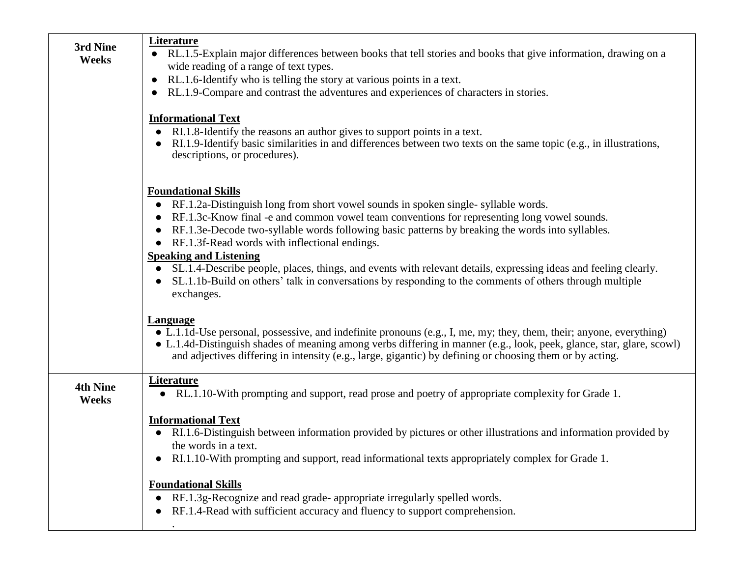| | |
|---|---|
| **3rd Nine Weeks** | **Literature**<br>● RL.1.5-Explain major differences between books that tell stories and books that give information, drawing on a wide reading of a range of text types.<br>● RL.1.6-Identify who is telling the story at various points in a text.<br>● RL.1.9-Compare and contrast the adventures and experiences of characters in stories.<br><br>**Informational Text**<br>● RI.1.8-Identify the reasons an author gives to support points in a text.<br>● RI.1.9-Identify basic similarities in and differences between two texts on the same topic (e.g., in illustrations, descriptions, or procedures).<br><br>**Foundational Skills**<br>● RF.1.2a-Distinguish long from short vowel sounds in spoken single- syllable words.<br>● RF.1.3c-Know final -e and common vowel team conventions for representing long vowel sounds.<br>● RF.1.3e-Decode two-syllable words following basic patterns by breaking the words into syllables.<br>● RF.1.3f-Read words with inflectional endings.<br>**Speaking and Listening**<br>● SL.1.4-Describe people, places, things, and events with relevant details, expressing ideas and feeling clearly.<br>● SL.1.1b-Build on others' talk in conversations by responding to the comments of others through multiple exchanges.<br><br>**Language**<br>● L.1.1d-Use personal, possessive, and indefinite pronouns (e.g., I, me, my; they, them, their; anyone, everything)<br>● L.1.4d-Distinguish shades of meaning among verbs differing in manner (e.g., look, peek, glance, star, glare, scowl) and adjectives differing in intensity (e.g., large, gigantic) by defining or choosing them or by acting. |
| **4th Nine Weeks** | **Literature**<br>● RL.1.10-With prompting and support, read prose and poetry of appropriate complexity for Grade 1.<br><br>**Informational Text**<br>● RI.1.6-Distinguish between information provided by pictures or other illustrations and information provided by the words in a text.<br>● RI.1.10-With prompting and support, read informational texts appropriately complex for Grade 1.<br><br>**Foundational Skills**<br>● RF.1.3g-Recognize and read grade- appropriate irregularly spelled words.<br>● RF.1.4-Read with sufficient accuracy and fluency to support comprehension.<br>. |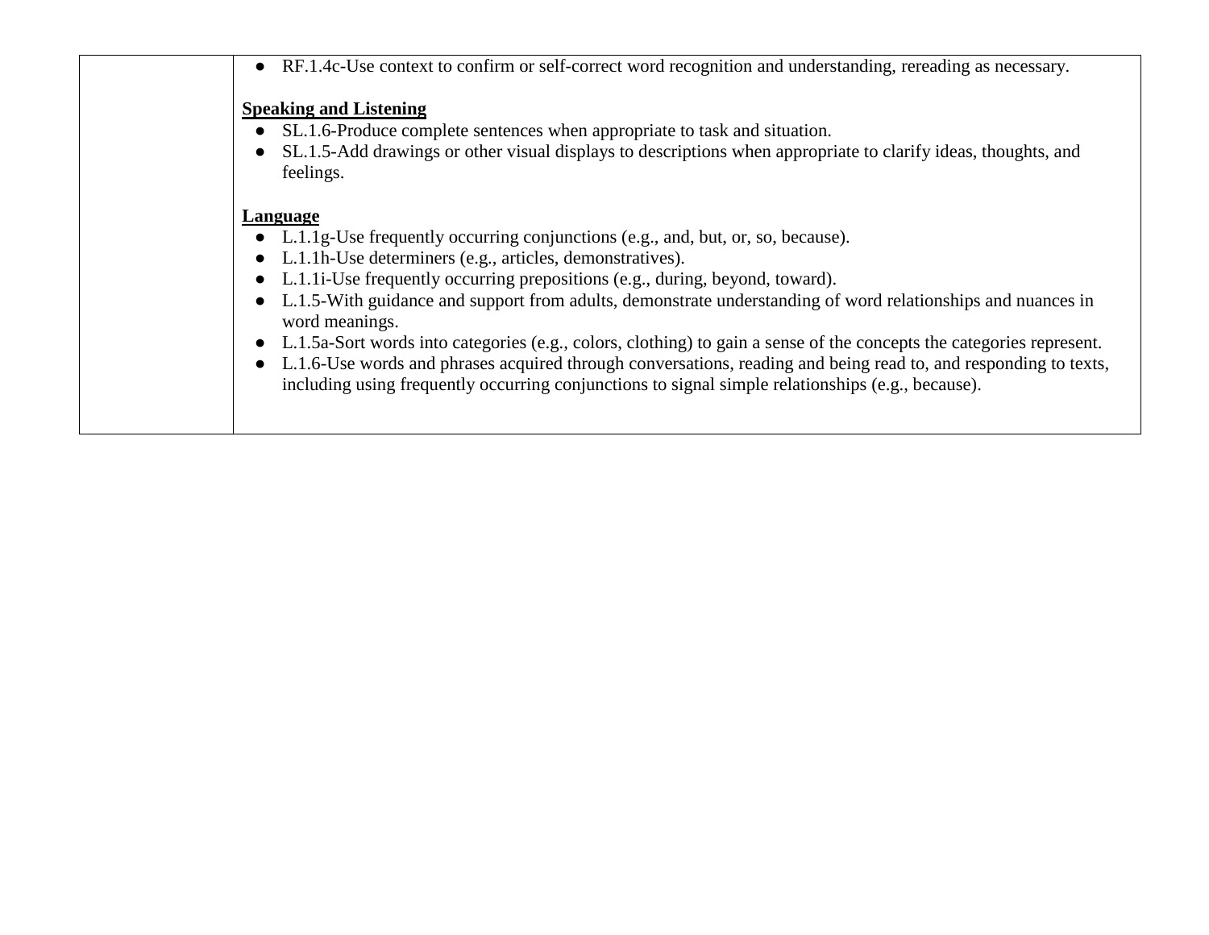| | |
|---|---|
| | ● RF.1.4c-Use context to confirm or self-correct word recognition and understanding, rereading as necessary.<br><br>**Speaking and Listening**<br>● SL.1.6-Produce complete sentences when appropriate to task and situation.<br>● SL.1.5-Add drawings or other visual displays to descriptions when appropriate to clarify ideas, thoughts, and feelings.<br><br>**Language**<br>● L.1.1g-Use frequently occurring conjunctions (e.g., and, but, or, so, because).<br>● L.1.1h-Use determiners (e.g., articles, demonstratives).<br>● L.1.1i-Use frequently occurring prepositions (e.g., during, beyond, toward).<br>● L.1.5-With guidance and support from adults, demonstrate understanding of word relationships and nuances in word meanings.<br>● L.1.5a-Sort words into categories (e.g., colors, clothing) to gain a sense of the concepts the categories represent.<br>● L.1.6-Use words and phrases acquired through conversations, reading and being read to, and responding to texts, including using frequently occurring conjunctions to signal simple relationships (e.g., because). |